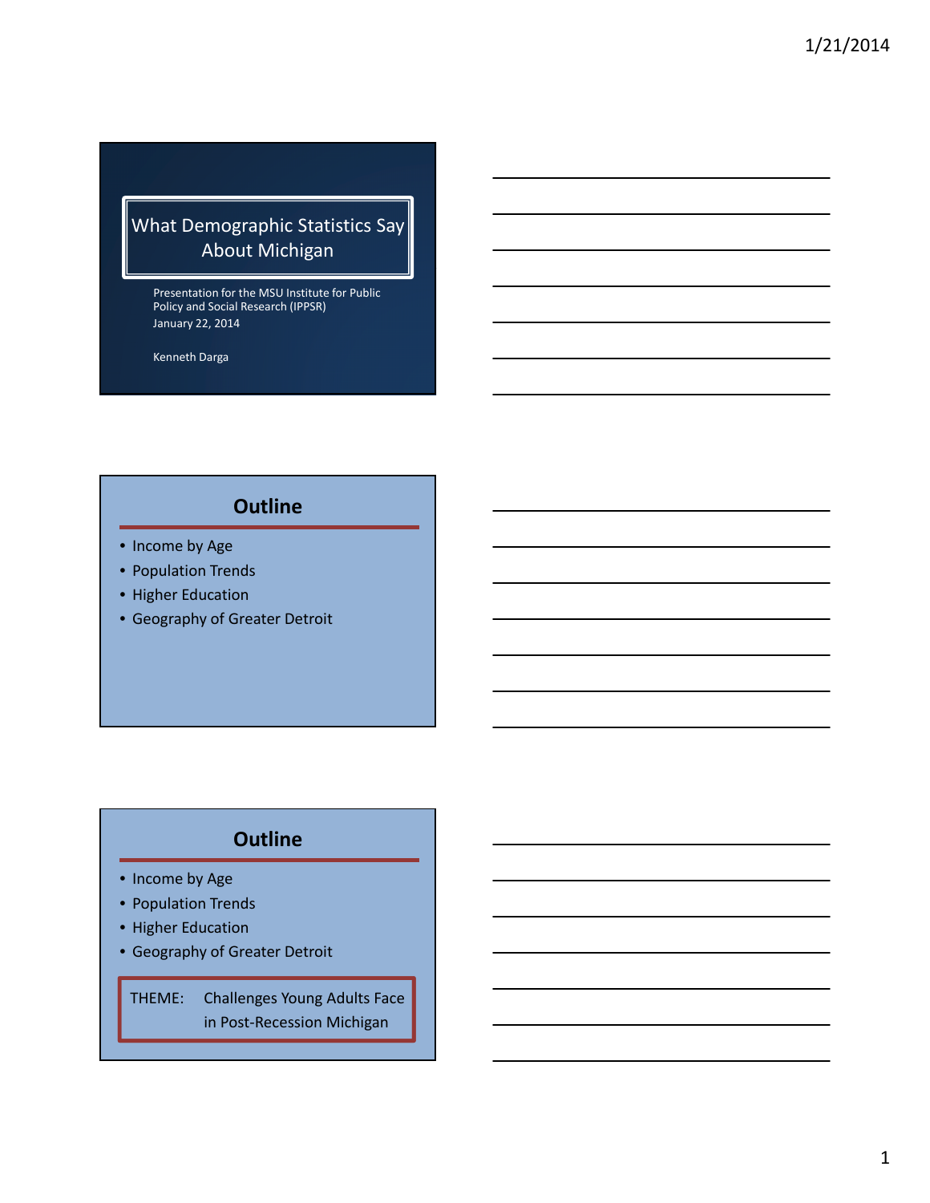# What Demographic Statistics Say About Michigan

Presentation for the MSU Institute for Public Policy and Social Research (IPPSR)
January 22, 2014

Kenneth Darga

## Outline

- Income by Age
- Population Trends
- Higher Education
- Geography of Greater Detroit

## Outline

- Income by Age
- Population Trends
- Higher Education
- Geography of Greater Detroit

THEME: Challenges Young Adults Face in Post-Recession Michigan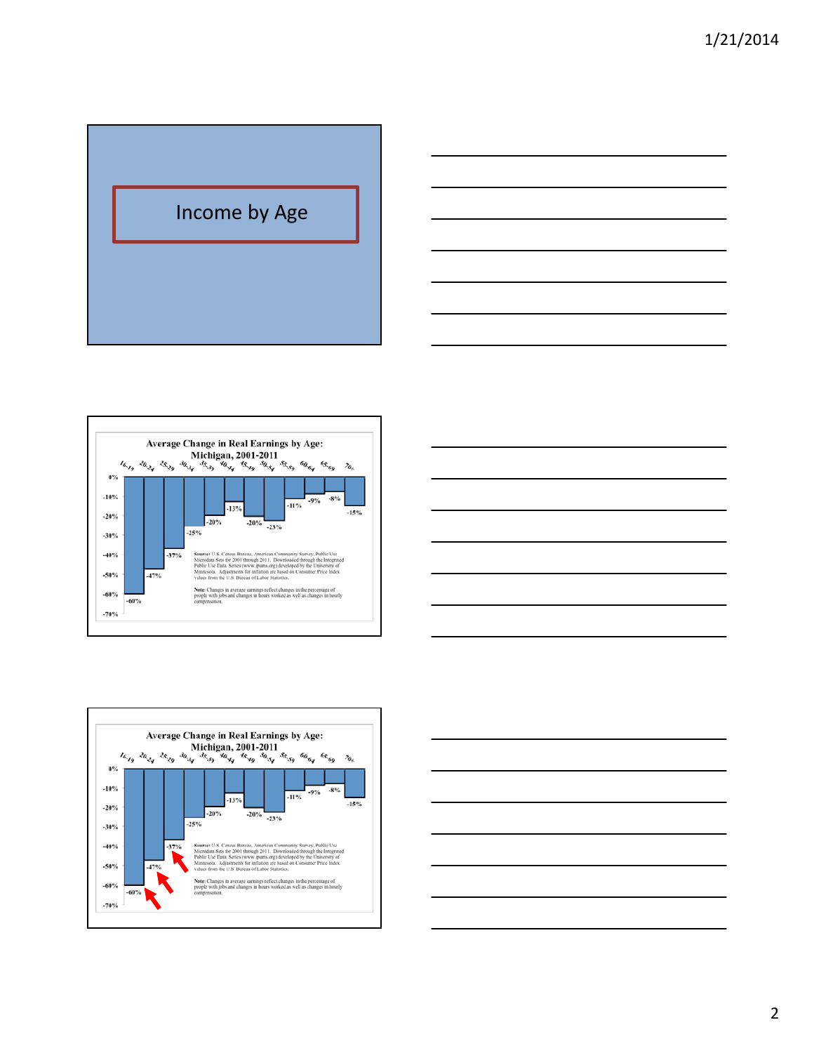## Income by Age

**Average Change in Real Earnings by Age: Michigan, 2001-2011**

| Age | Change |
|---|---|
| 16-19 | -60% |
| 20-24 | -47% |
| 25-29 | -37% |
| 30-34 | -25% |
| 35-39 | -20% |
| 40-44 | -13% |
| 45-49 | -20% |
| 50-54 | -23% |
| 55-59 | -11% |
| 60-64 | -9% |
| 65-69 | -8% |
| 70+ | -15% |

**Source:** U.S. Census Bureau, American Community Survey, Public Use Microdata Sets for 2001 through 2011. Downloaded through the Integrated Public Use Data Series (www.ipums.org) developed by the University of Minnesota. Adjustments for inflation are based on Consumer Price Index values from the U.S. Bureau of Labor Statistics.

**Note:** Changes in average earnings reflect changes in the percentage of people with jobs and changes in hours worked as well as changes in hourly compensation.

**Average Change in Real Earnings by Age: Michigan, 2001-2011**

| Age | Change |
|---|---|
| 16-19 | -60% |
| 20-24 | -47% |
| 25-29 | -37% |
| 30-34 | -25% |
| 35-39 | -20% |
| 40-44 | -13% |
| 45-49 | -20% |
| 50-54 | -23% |
| 55-59 | -11% |
| 60-64 | -9% |
| 65-69 | -8% |
| 70+ | -15% |

**Source:** U.S. Census Bureau, American Community Survey, Public Use Microdata Sets for 2001 through 2011. Downloaded through the Integrated Public Use Data Series (www.ipums.org) developed by the University of Minnesota. Adjustments for inflation are based on Consumer Price Index values from the U.S. Bureau of Labor Statistics.

**Note:** Changes in average earnings reflect changes in the percentage of people with jobs and changes in hours worked as well as changes in hourly compensation.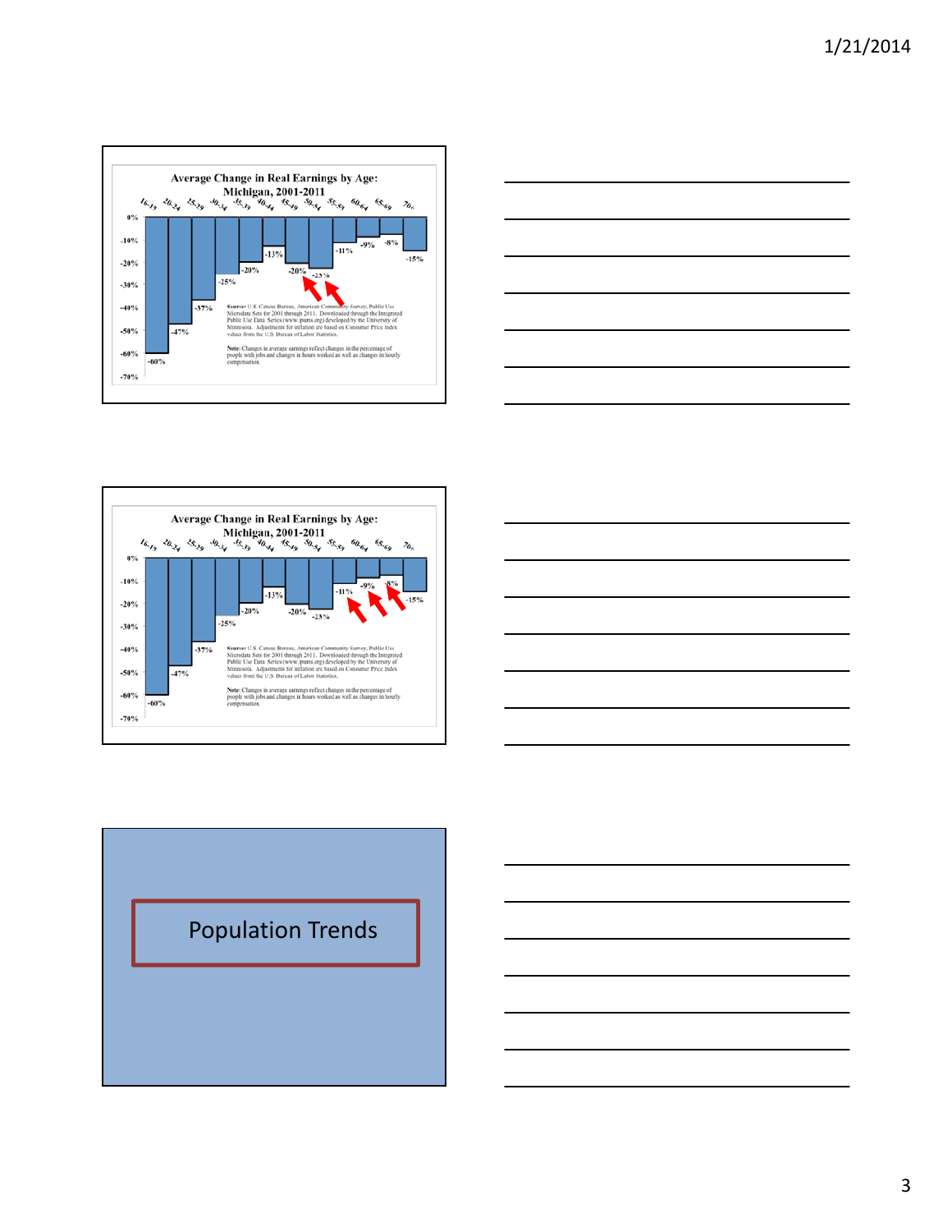## Average Change in Real Earnings by Age: Michigan, 2001-2011

| Age | Change |
| --- | --- |
| 16-19 | -60% |
| 20-24 | -47% |
| 25-29 | -37% |
| 30-34 | -25% |
| 35-39 | -20% |
| 40-44 | -13% |
| 45-49 | -20% |
| 50-54 | -23% |
| 55-59 | -11% |
| 60-64 | -9% |
| 65-69 | -8% |
| 70+ | -15% |

**Source:** U.S. Census Bureau, American Community Survey, Public Use Microdata Sets for 2001 through 2011. Downloaded through the Integrated Public Use Data Series (www.ipums.org) developed by the University of Minnesota. Adjustments for inflation are based on Consumer Price Index values from the U.S. Bureau of Labor Statistics.

**Note:** Changes in average earnings reflect changes in the percentage of people with jobs and changes in hours worked as well as changes in hourly compensation.

## Average Change in Real Earnings by Age: Michigan, 2001-2011

| Age | Change |
| --- | --- |
| 16-19 | -60% |
| 20-24 | -47% |
| 25-29 | -37% |
| 30-34 | -25% |
| 35-39 | -20% |
| 40-44 | -13% |
| 45-49 | -20% |
| 50-54 | -23% |
| 55-59 | -11% |
| 60-64 | -9% |
| 65-69 | -8% |
| 70+ | -15% |

**Source:** U.S. Census Bureau, American Community Survey, Public Use Microdata Sets for 2001 through 2011. Downloaded through the Integrated Public Use Data Series (www.ipums.org) developed by the University of Minnesota. Adjustments for inflation are based on Consumer Price Index values from the U.S. Bureau of Labor Statistics.

**Note:** Changes in average earnings reflect changes in the percentage of people with jobs and changes in hours worked as well as changes in hourly compensation.

## Population Trends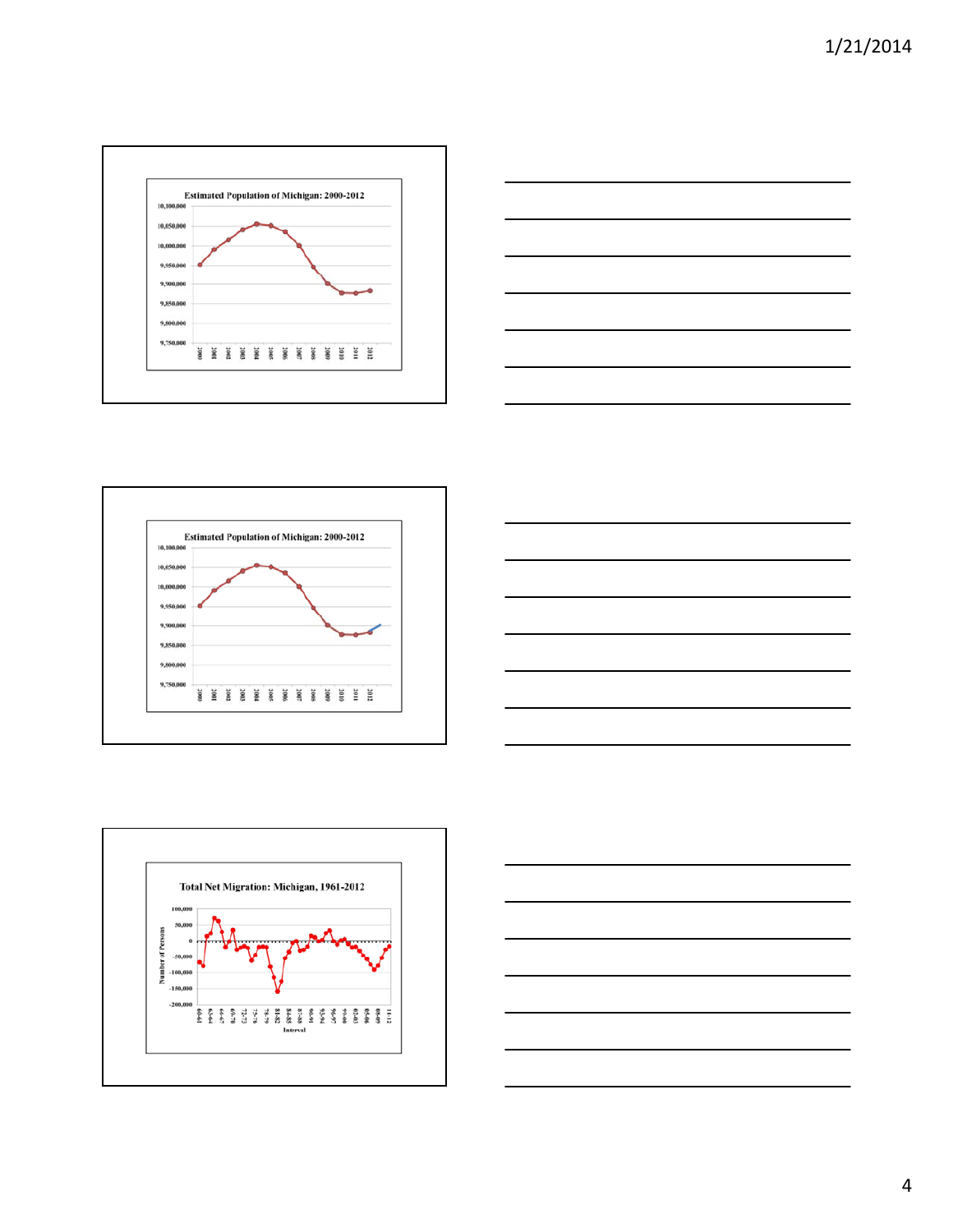**Estimated Population of Michigan: 2000-2012**

**Estimated Population of Michigan: 2000-2012**

**Total Net Migration: Michigan, 1961-2012**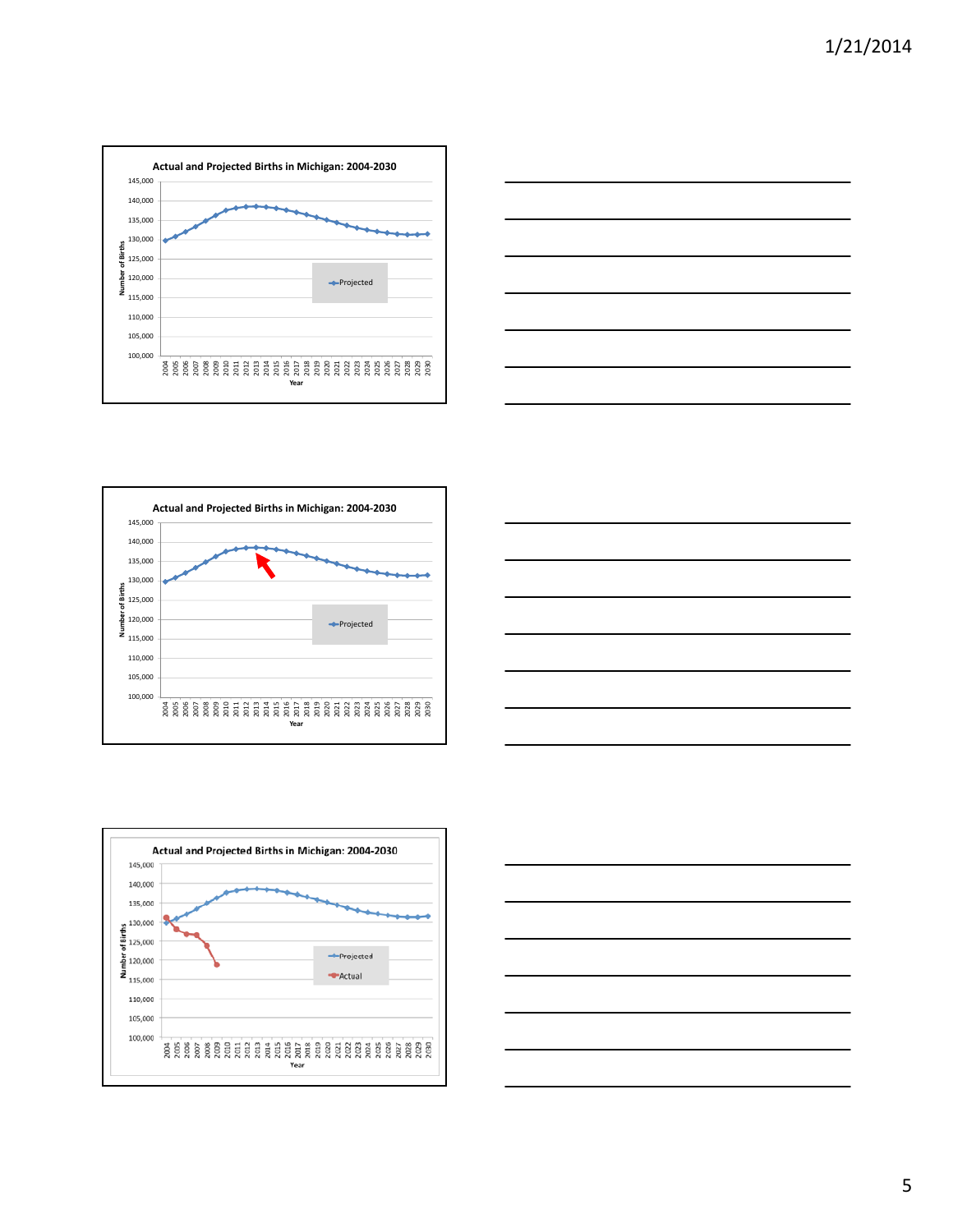Actual and Projected Births in Michigan: 2004-2030

Actual and Projected Births in Michigan: 2004-2030

Actual and Projected Births in Michigan: 2004-2030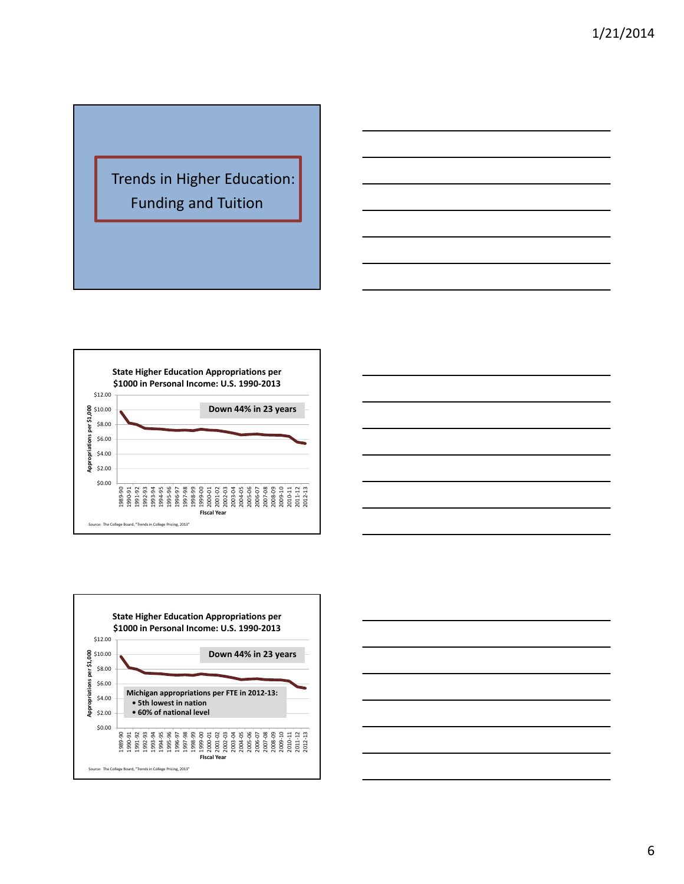## Trends in Higher Education: Funding and Tuition

**State Higher Education Appropriations per $1000 in Personal Income: U.S. 1990-2013**

**Down 44% in 23 years**

Appropriations per $1,000

$12.00
$10.00
$8.00
$6.00
$4.00
$2.00
$0.00

1989-90, 1990-91, 1991-92, 1992-93, 1993-94, 1994-95, 1995-96, 1996-97, 1997-98, 1998-99, 1999-00, 2000-01, 2001-02, 2002-03, 2003-04, 2004-05, 2005-06, 2006-07, 2007-08, 2008-09, 2009-10, 2010-11, 2011-12, 2012-13

Fiscal Year

Source: The College Board, "Trends in College Pricing, 2013"

**State Higher Education Appropriations per $1000 in Personal Income: U.S. 1990-2013**

**Down 44% in 23 years**

**Michigan appropriations per FTE in 2012-13:**
- **5th lowest in nation**
- **60% of national level**

Appropriations per $1,000

$12.00
$10.00
$8.00
$6.00
$4.00
$2.00
$0.00

1989-90, 1990-91, 1991-92, 1992-93, 1993-94, 1994-95, 1995-96, 1996-97, 1997-98, 1998-99, 1999-00, 2000-01, 2001-02, 2002-03, 2003-04, 2004-05, 2005-06, 2006-07, 2007-08, 2008-09, 2009-10, 2010-11, 2011-12, 2012-13

Fiscal Year

Source: The College Board, "Trends in College Pricing, 2013"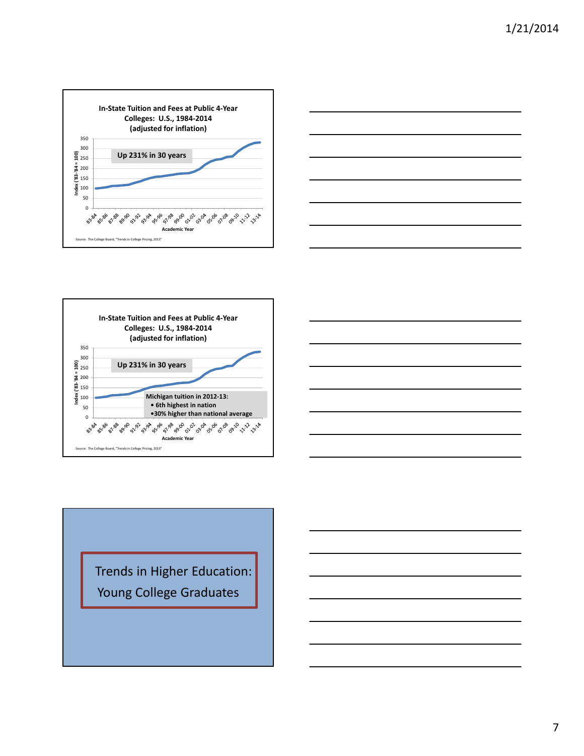## In-State Tuition and Fees at Public 4-Year Colleges: U.S., 1984-2014 (adjusted for inflation)

Up 231% in 30 years

Index ('83-'84 = 100)

Academic Year

Source: The College Board, "Trends in College Pricing, 2013"

## In-State Tuition and Fees at Public 4-Year Colleges: U.S., 1984-2014 (adjusted for inflation)

Up 231% in 30 years

Michigan tuition in 2012-13:
- 6th highest in nation
- 30% higher than national average

Index ('83-'84 = 100)

Academic Year

Source: The College Board, "Trends in College Pricing, 2013"

## Trends in Higher Education: Young College Graduates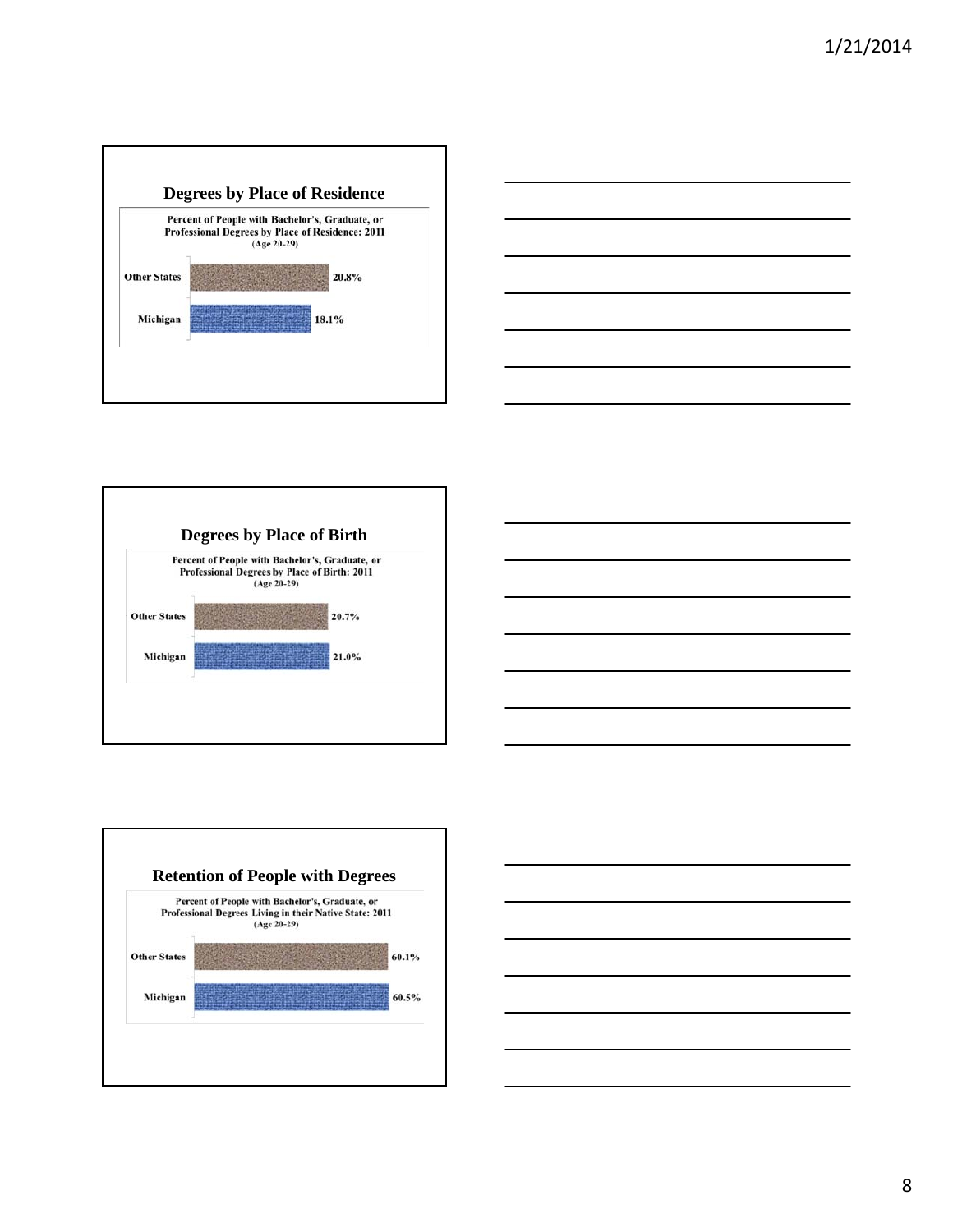## Degrees by Place of Residence

Percent of People with Bachelor's, Graduate, or Professional Degrees by Place of Residence: 2011
(Age 20-29)

| | |
|---|---|
| Other States | 20.8% |
| Michigan | 18.1% |

## Degrees by Place of Birth

Percent of People with Bachelor's, Graduate, or Professional Degrees by Place of Birth: 2011
(Age 20-29)

| | |
|---|---|
| Other States | 20.7% |
| Michigan | 21.0% |

## Retention of People with Degrees

Percent of People with Bachelor's, Graduate, or Professional Degrees Living in their Native State: 2011
(Age 20-29)

| | |
|---|---|
| Other States | 60.1% |
| Michigan | 60.5% |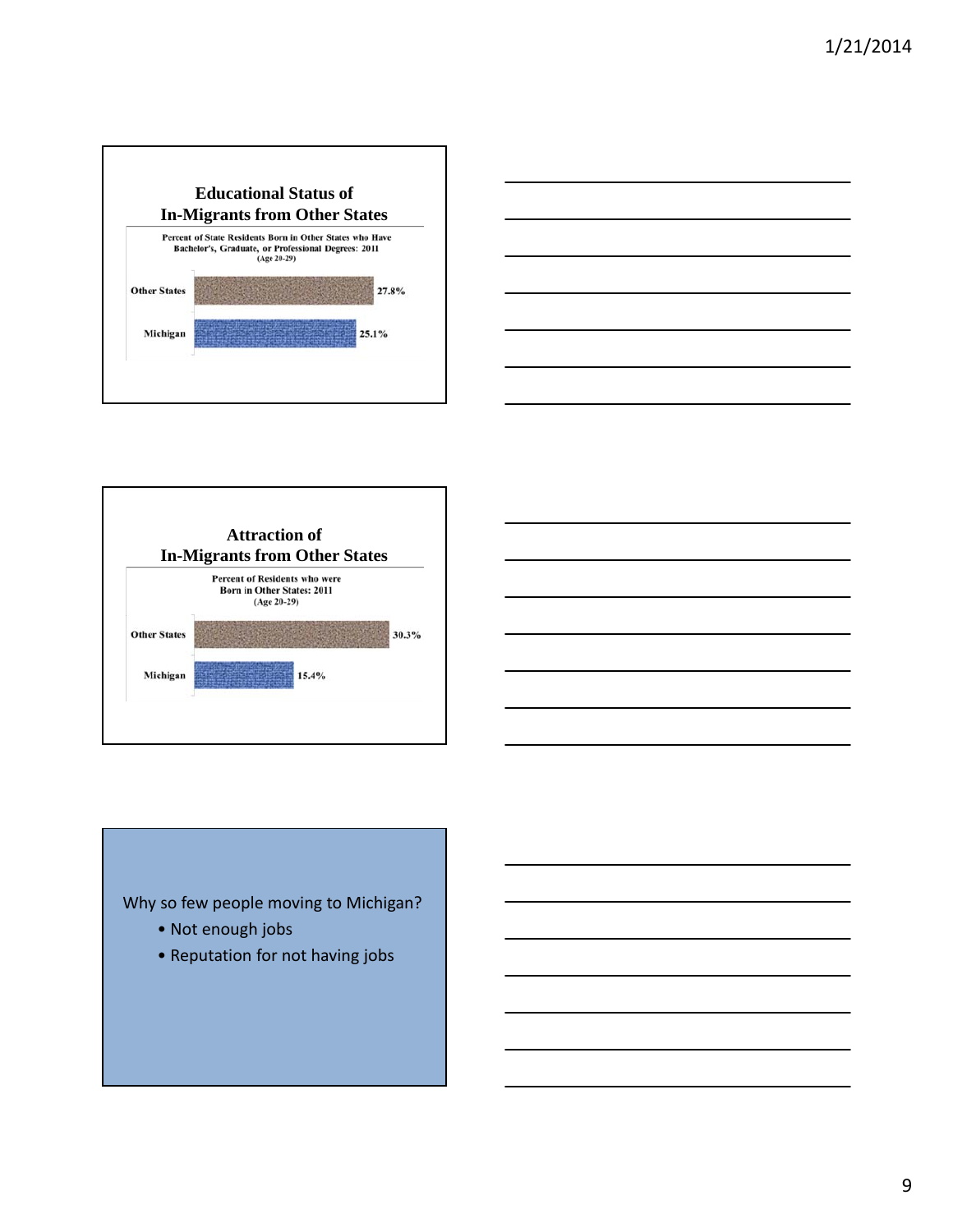## Educational Status of In-Migrants from Other States

**Percent of State Residents Born in Other States who Have Bachelor's, Graduate, or Professional Degrees: 2011 (Age 20-29)**

| | Percent |
|---|---|
| Other States | 27.8% |
| Michigan | 25.1% |

## Attraction of In-Migrants from Other States

**Percent of Residents who were Born in Other States: 2011 (Age 20-29)**

| | Percent |
|---|---|
| Other States | 30.3% |
| Michigan | 15.4% |

Why so few people moving to Michigan?

- Not enough jobs
- Reputation for not having jobs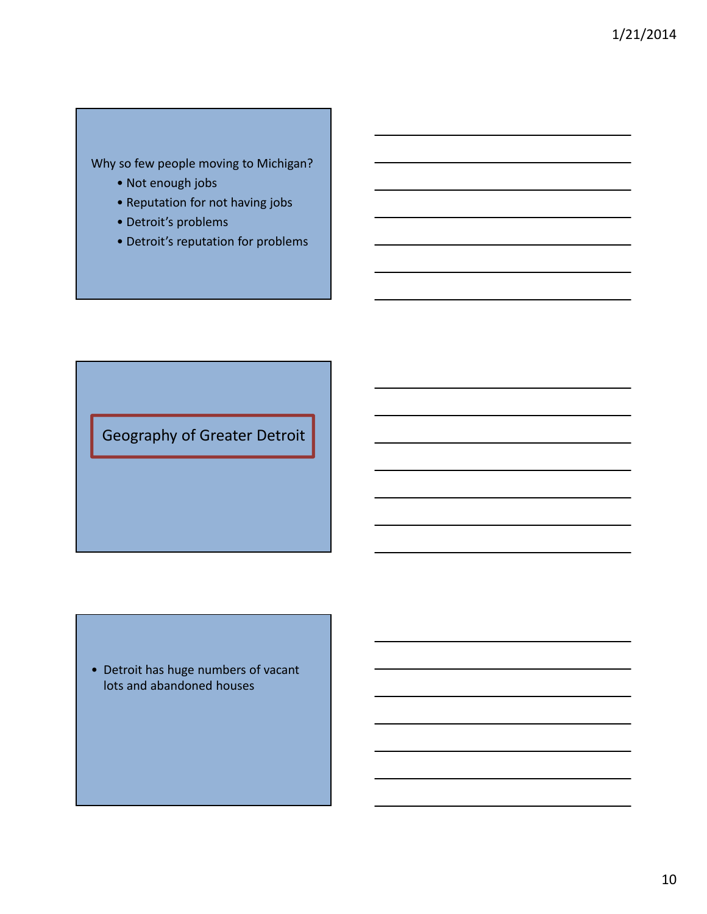Why so few people moving to Michigan?

- Not enough jobs
- Reputation for not having jobs
- Detroit's problems
- Detroit's reputation for problems

## Geography of Greater Detroit

- Detroit has huge numbers of vacant lots and abandoned houses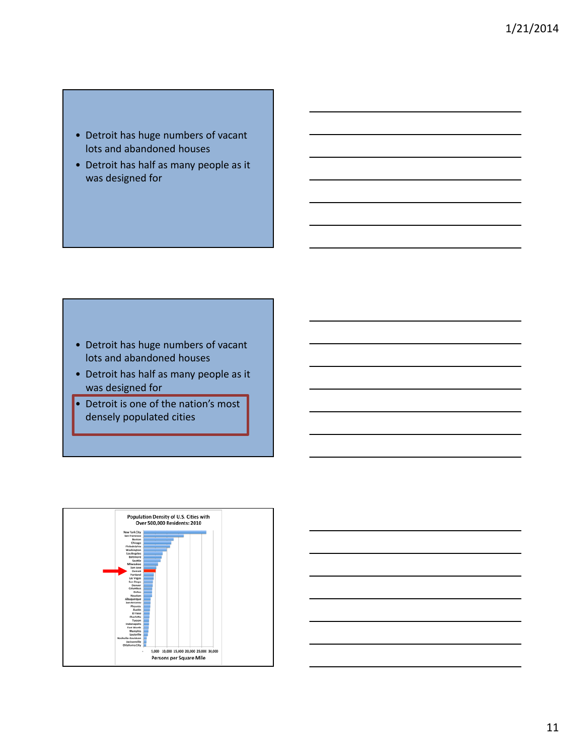- Detroit has huge numbers of vacant lots and abandoned houses
- Detroit has half as many people as it was designed for

- Detroit has huge numbers of vacant lots and abandoned houses
- Detroit has half as many people as it was designed for
- Detroit is one of the nation's most densely populated cities

Population Density of U.S. Cities with Over 500,000 Residents: 2010

New York City, San Francisco, Boston, Chicago, Philadelphia, Washington, Los Angeles, Baltimore, Seattle, Milwaukee, San Jose, Detroit, Portland, Las Vegas, San Diego, Denver, Columbus, Dallas, Houston, Albuquerque, San Antonio, Phoenix, Austin, El Paso, Charlotte, Tucson, Indianapolis, Fort Worth, Memphis, Louisville, Nashville-Davidson, Jacksonville, Oklahoma City

- 5,000 10,000 15,000 20,000 25,000 30,000

Persons per Square Mile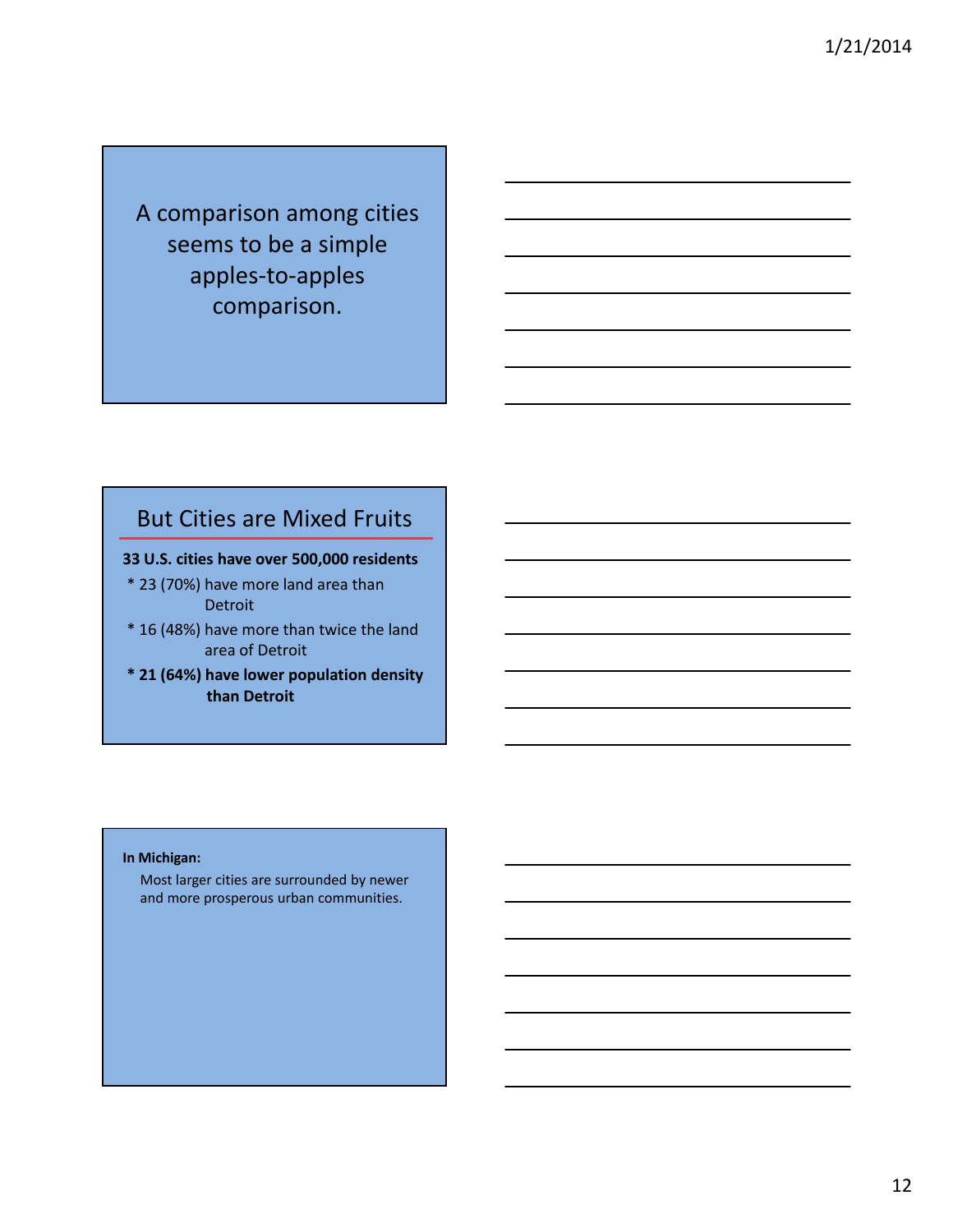A comparison among cities seems to be a simple apples-to-apples comparison.

## But Cities are Mixed Fruits

**33 U.S. cities have over 500,000 residents**

- 23 (70%) have more land area than Detroit
- 16 (48%) have more than twice the land area of Detroit
- **21 (64%) have lower population density than Detroit**

**In Michigan:**

Most larger cities are surrounded by newer and more prosperous urban communities.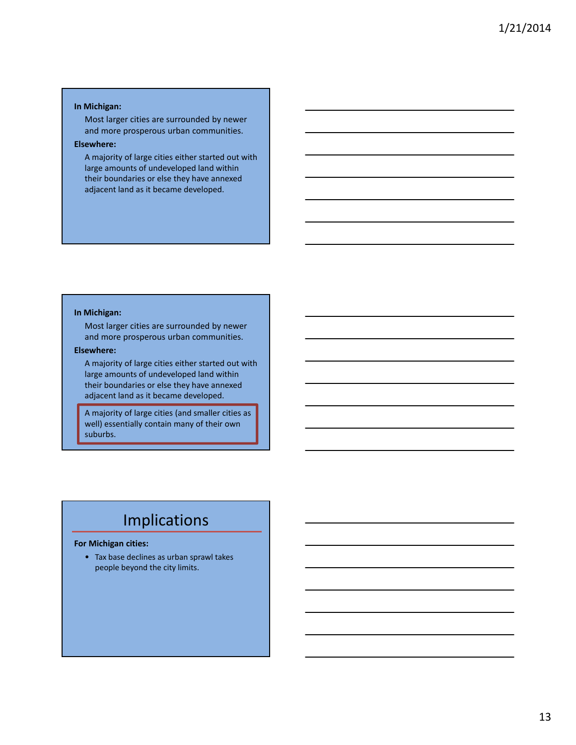**In Michigan:**

Most larger cities are surrounded by newer and more prosperous urban communities.

**Elsewhere:**

A majority of large cities either started out with large amounts of undeveloped land within their boundaries or else they have annexed adjacent land as it became developed.

---

**In Michigan:**

Most larger cities are surrounded by newer and more prosperous urban communities.

**Elsewhere:**

A majority of large cities either started out with large amounts of undeveloped land within their boundaries or else they have annexed adjacent land as it became developed.

A majority of large cities (and smaller cities as well) essentially contain many of their own suburbs.

---

## Implications

**For Michigan cities:**

- Tax base declines as urban sprawl takes people beyond the city limits.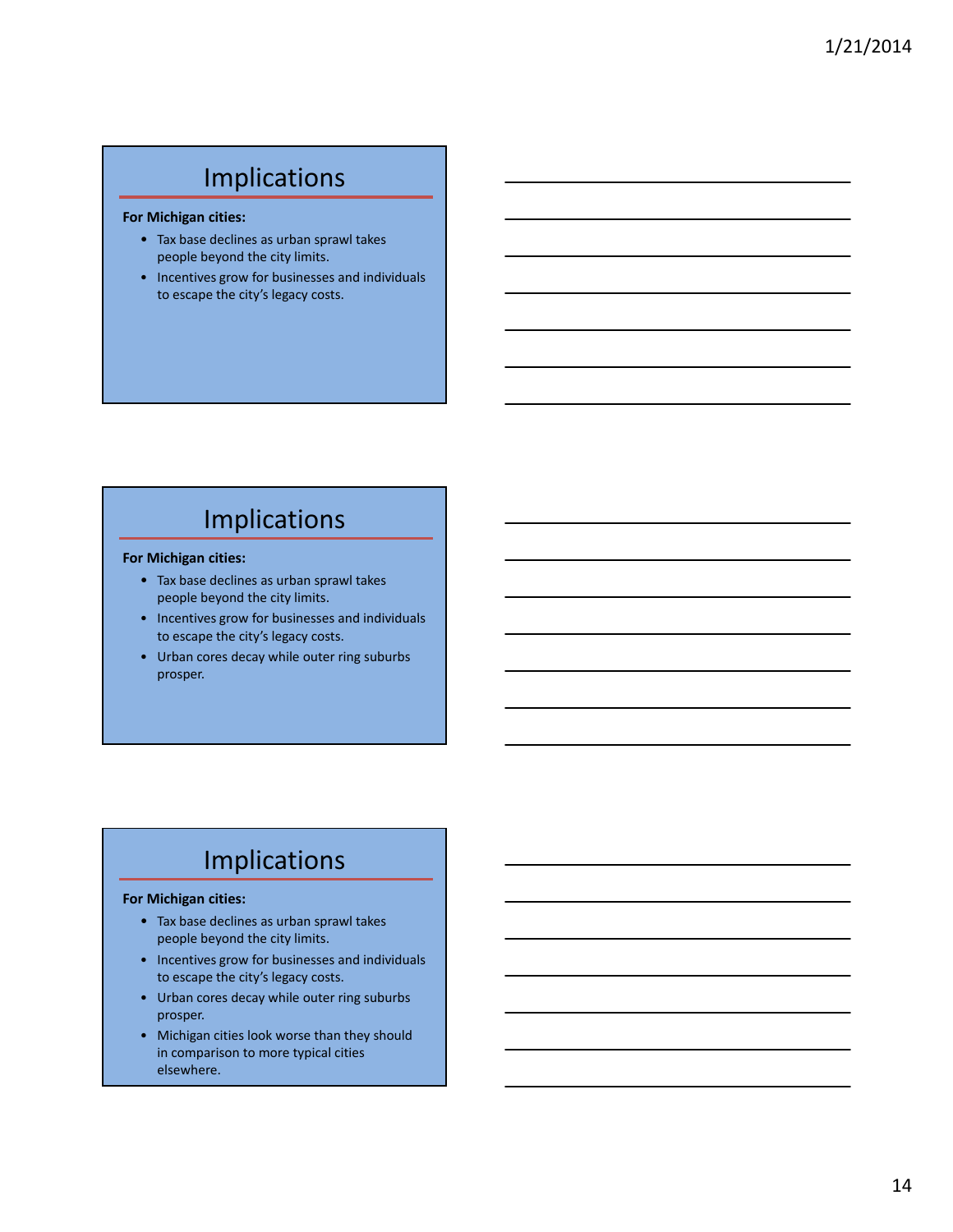## Implications

**For Michigan cities:**

- Tax base declines as urban sprawl takes people beyond the city limits.
- Incentives grow for businesses and individuals to escape the city's legacy costs.

## Implications

**For Michigan cities:**

- Tax base declines as urban sprawl takes people beyond the city limits.
- Incentives grow for businesses and individuals to escape the city's legacy costs.
- Urban cores decay while outer ring suburbs prosper.

## Implications

**For Michigan cities:**

- Tax base declines as urban sprawl takes people beyond the city limits.
- Incentives grow for businesses and individuals to escape the city's legacy costs.
- Urban cores decay while outer ring suburbs prosper.
- Michigan cities look worse than they should in comparison to more typical cities elsewhere.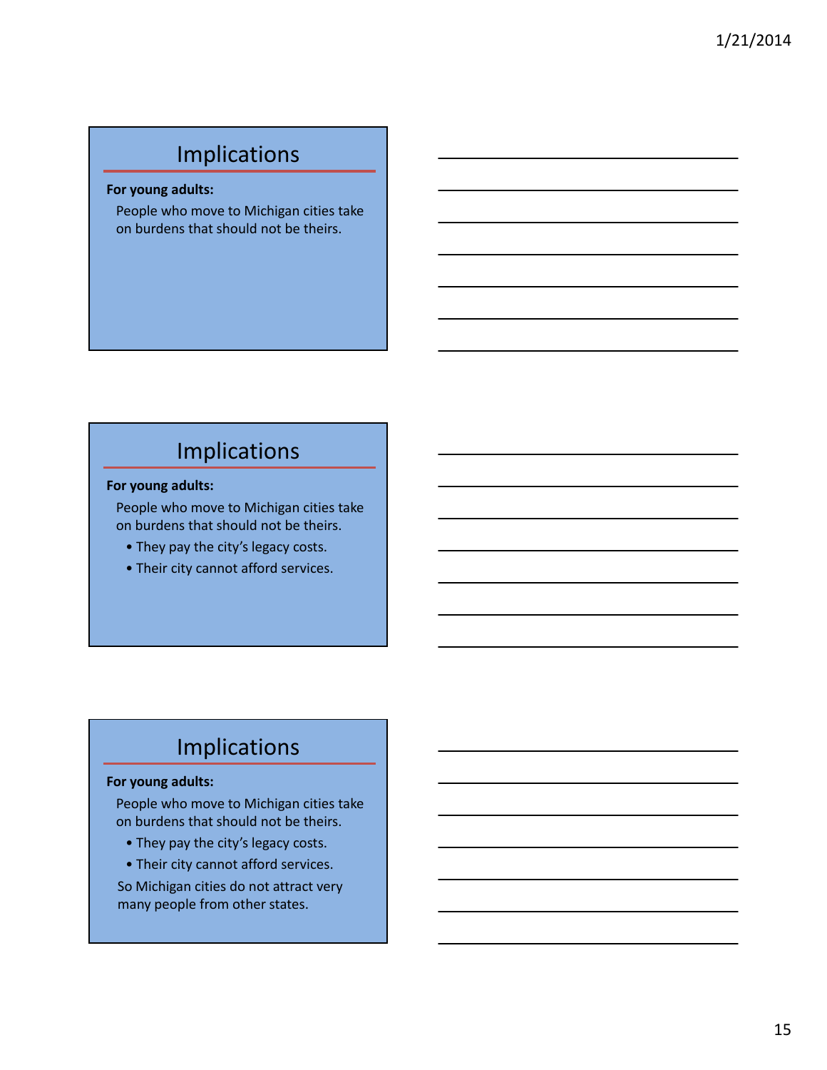## Implications

**For young adults:**

People who move to Michigan cities take on burdens that should not be theirs.

## Implications

**For young adults:**

People who move to Michigan cities take on burdens that should not be theirs.

- They pay the city's legacy costs.
- Their city cannot afford services.

## Implications

**For young adults:**

People who move to Michigan cities take on burdens that should not be theirs.

- They pay the city's legacy costs.
- Their city cannot afford services.

So Michigan cities do not attract very many people from other states.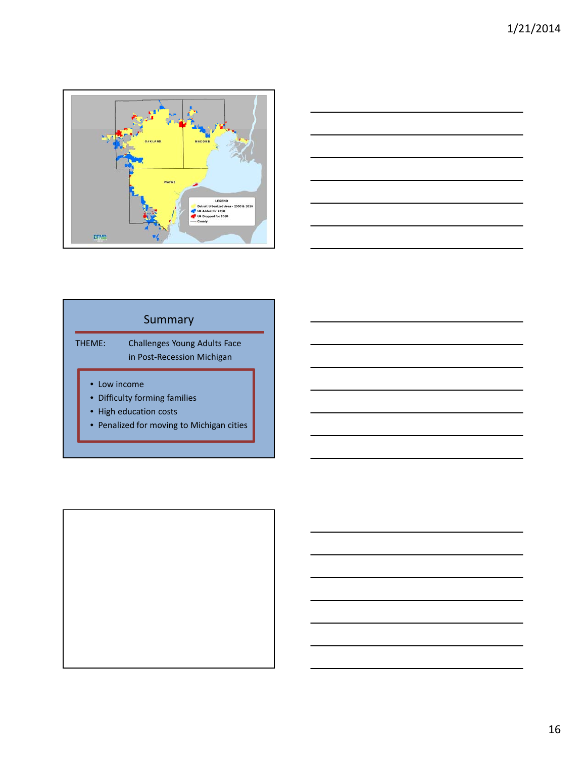## Summary

THEME: Challenges Young Adults Face in Post-Recession Michigan

- Low income
- Difficulty forming families
- High education costs
- Penalized for moving to Michigan cities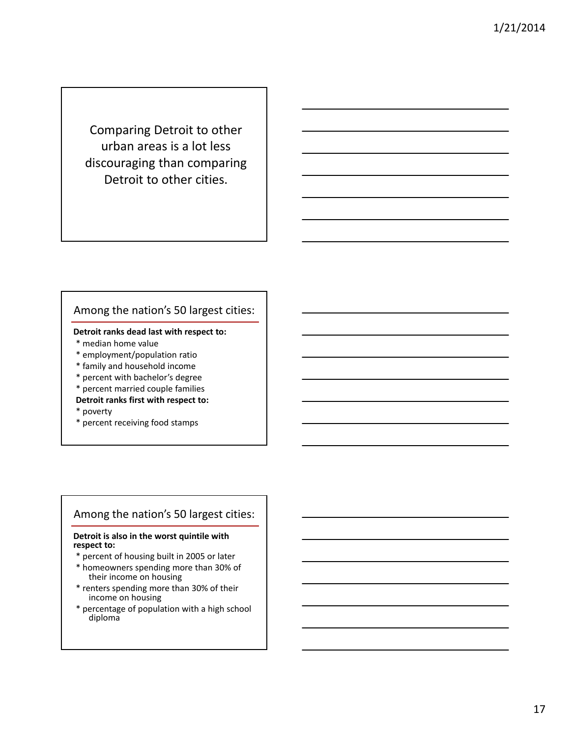Comparing Detroit to other urban areas is a lot less discouraging than comparing Detroit to other cities.

## Among the nation's 50 largest cities:

**Detroit ranks dead last with respect to:**

* median home value
* employment/population ratio
* family and household income
* percent with bachelor's degree
* percent married couple families

**Detroit ranks first with respect to:**

* poverty
* percent receiving food stamps

## Among the nation's 50 largest cities:

**Detroit is also in the worst quintile with respect to:**

* percent of housing built in 2005 or later
* homeowners spending more than 30% of their income on housing
* renters spending more than 30% of their income on housing
* percentage of population with a high school diploma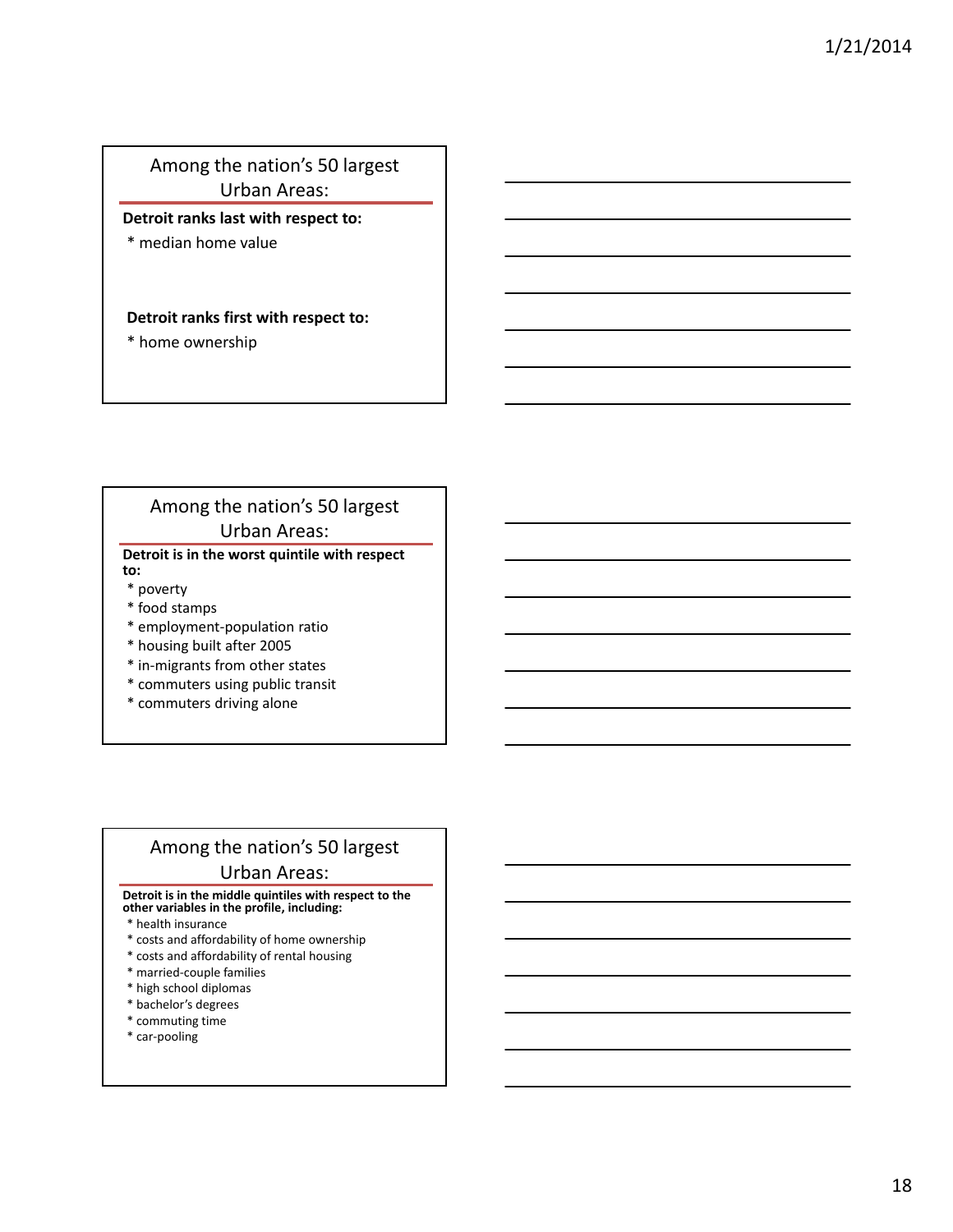## Among the nation's 50 largest Urban Areas:

**Detroit ranks last with respect to:**

* median home value

**Detroit ranks first with respect to:**

* home ownership

## Among the nation's 50 largest Urban Areas:

**Detroit is in the worst quintile with respect to:**

* poverty
* food stamps
* employment-population ratio
* housing built after 2005
* in-migrants from other states
* commuters using public transit
* commuters driving alone

## Among the nation's 50 largest Urban Areas:

**Detroit is in the middle quintiles with respect to the other variables in the profile, including:**

* health insurance
* costs and affordability of home ownership
* costs and affordability of rental housing
* married-couple families
* high school diplomas
* bachelor's degrees
* commuting time
* car-pooling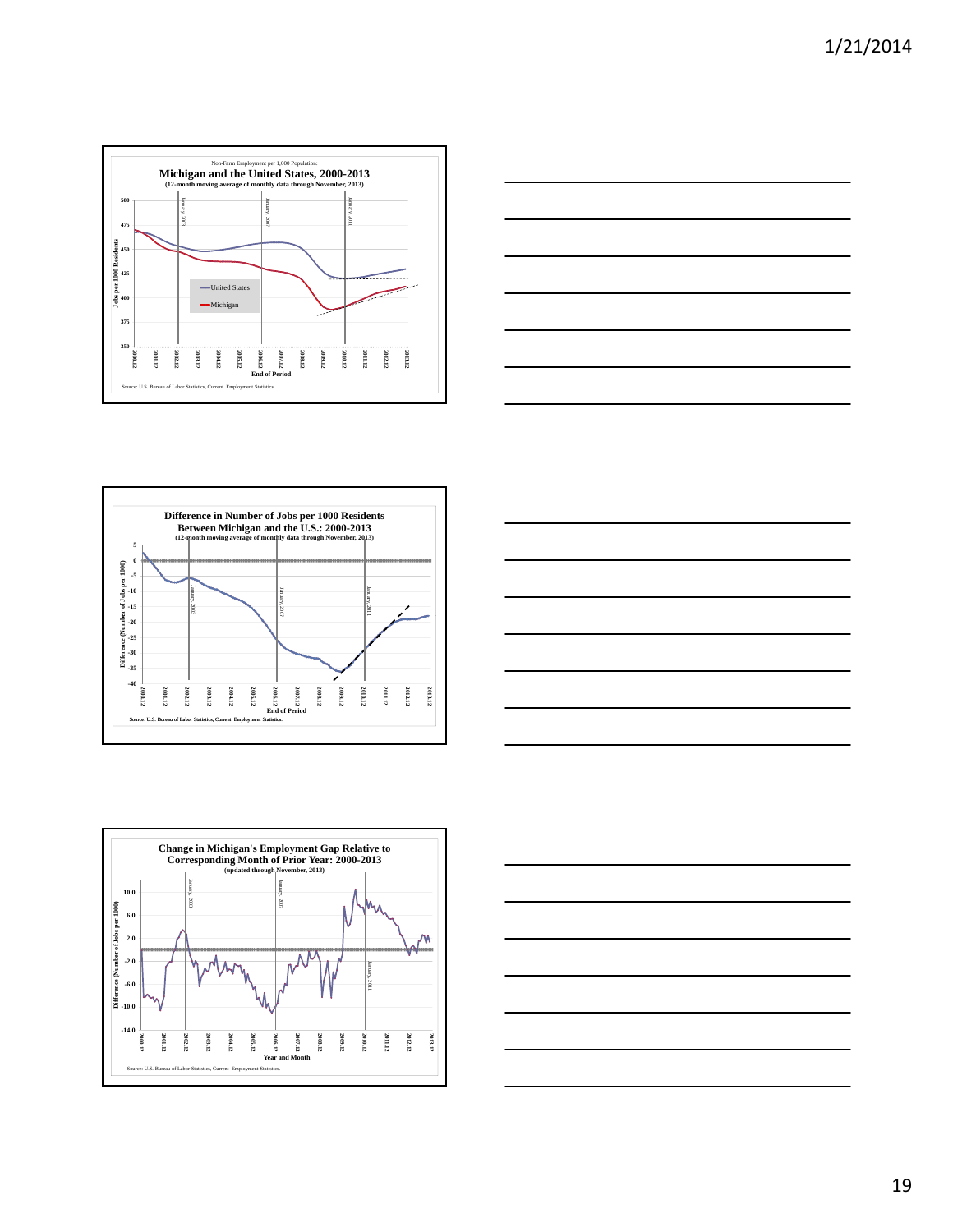Non-Farm Employment per 1,000 Population:

**Michigan and the United States, 2000-2013**

(12-month moving average of monthly data through November, 2013)

500
475
450
425
400
375
350

Jobs per 1000 Residents

January, 2003
January, 2007
January, 2011

United States
Michigan

2000.12
2001.12
2002.12
2003.12
2004.12
2005.12
2006.12
2007.12
2008.12
2009.12
2010.12
2011.12
2012.12
2013.12

End of Period

Source: U.S. Bureau of Labor Statistics, Current Employment Statistics.

**Difference in Number of Jobs per 1000 Residents Between Michigan and the U.S.: 2000-2013**

(12-month moving average of monthly data through November, 2013)

5
0
-5
-10
-15
-20
-25
-30
-35
-40

Difference (Number of Jobs per 1000)

January, 2003
January, 2007
January, 2011

2000.12
2001.12
2002.12
2003.12
2004.12
2005.12
2006.12
2007.12
2008.12
2009.12
2010.12
2011.12
2012.12
2013.12

End of Period

Source: U.S. Bureau of Labor Statistics, Current Employment Statistics.

**Change in Michigan's Employment Gap Relative to Corresponding Month of Prior Year: 2000-2013**

(updated through November, 2013)

10.0
6.0
2.0
-2.0
-6.0
-10.0
-14.0

Difference (Number of Jobs per 1000)

January, 2003
January, 2007
January, 2011

2000. 12
2001. 12
2002. 12
2003. 12
2004. 12
2005. 12
2006. 12
2007. 12
2008. 12
2009. 12
2010. 12
2011. 12
2012. 12
2013. 12

Year and Month

Source: U.S. Bureau of Labor Statistics, Current Employment Statistics.